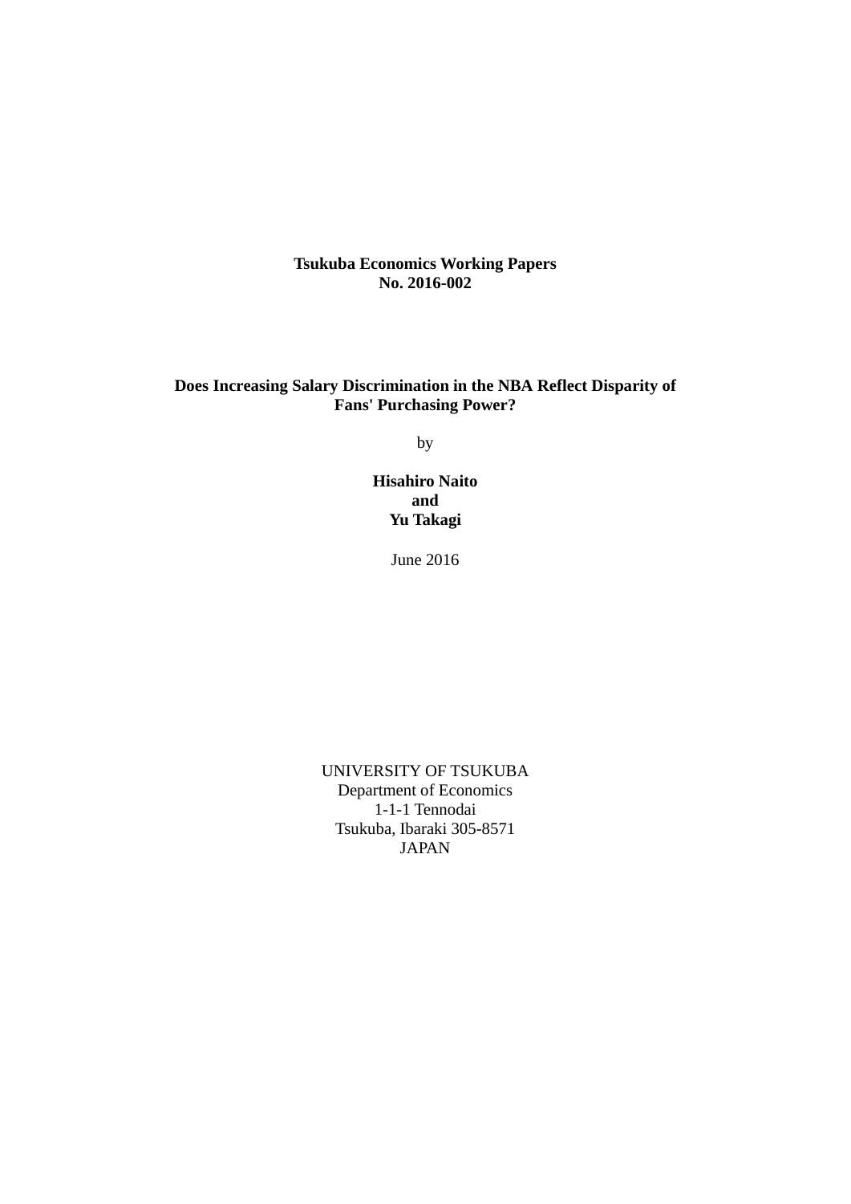**Tsukuba Economics Working Papers**
**No. 2016-002**

# Does Increasing Salary Discrimination in the NBA Reflect Disparity of Fans' Purchasing Power?

by

**Hisahiro Naito**
**and**
**Yu Takagi**

June 2016

UNIVERSITY OF TSUKUBA
Department of Economics
1-1-1 Tennodai
Tsukuba, Ibaraki 305-8571
JAPAN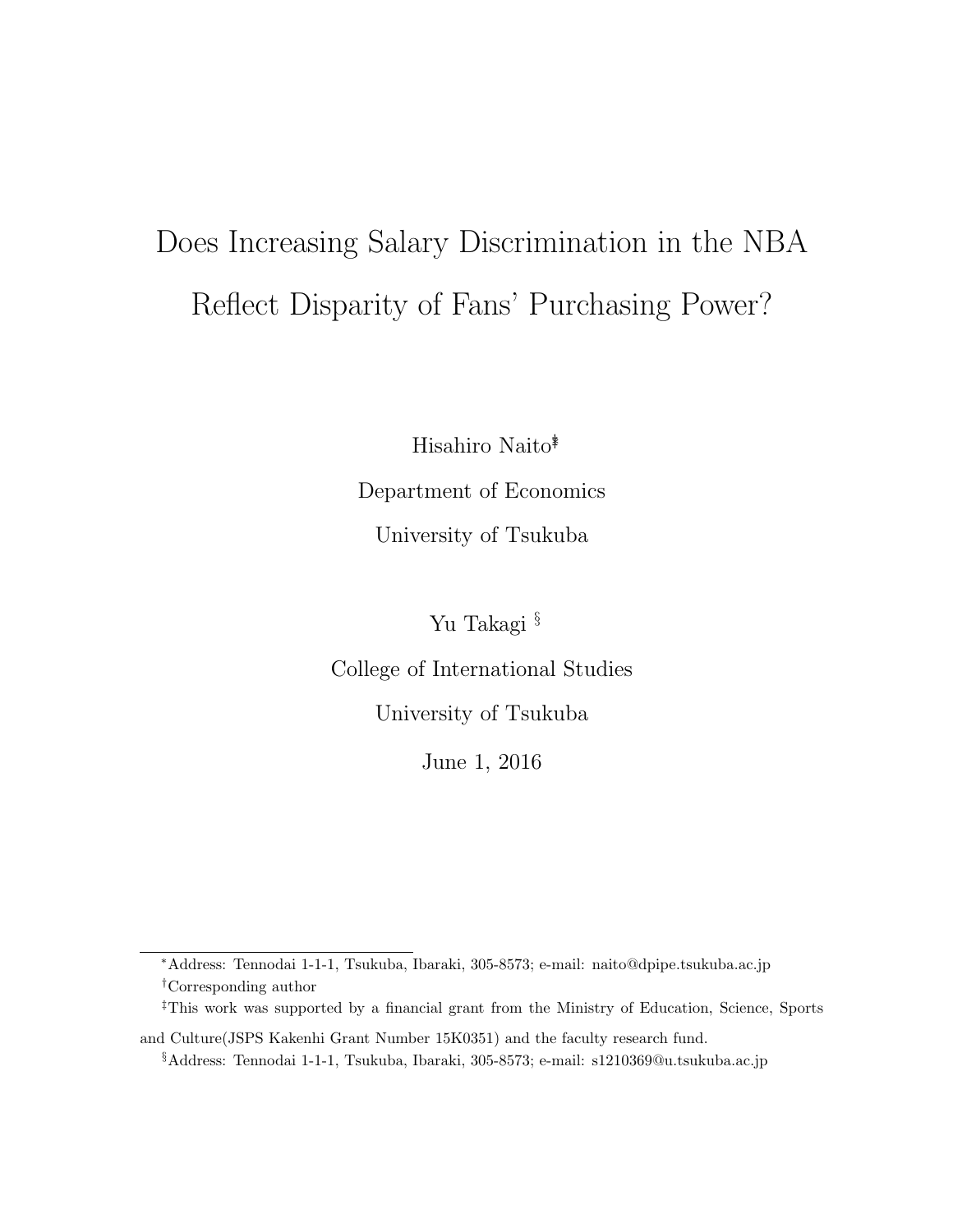# Does Increasing Salary Discrimination in the NBA Reflect Disparity of Fans' Purchasing Power?

Hisahiro Naito[*†‡]

Department of Economics

University of Tsukuba

Yu Takagi [§]

College of International Studies

University of Tsukuba

June 1, 2016

---

[*]Address: Tennodai 1-1-1, Tsukuba, Ibaraki, 305-8573; e-mail: naito@dpipe.tsukuba.ac.jp

[†]Corresponding author

[‡]This work was supported by a financial grant from the Ministry of Education, Science, Sports and Culture(JSPS Kakenhi Grant Number 15K0351) and the faculty research fund.

[§]Address: Tennodai 1-1-1, Tsukuba, Ibaraki, 305-8573; e-mail: s1210369@u.tsukuba.ac.jp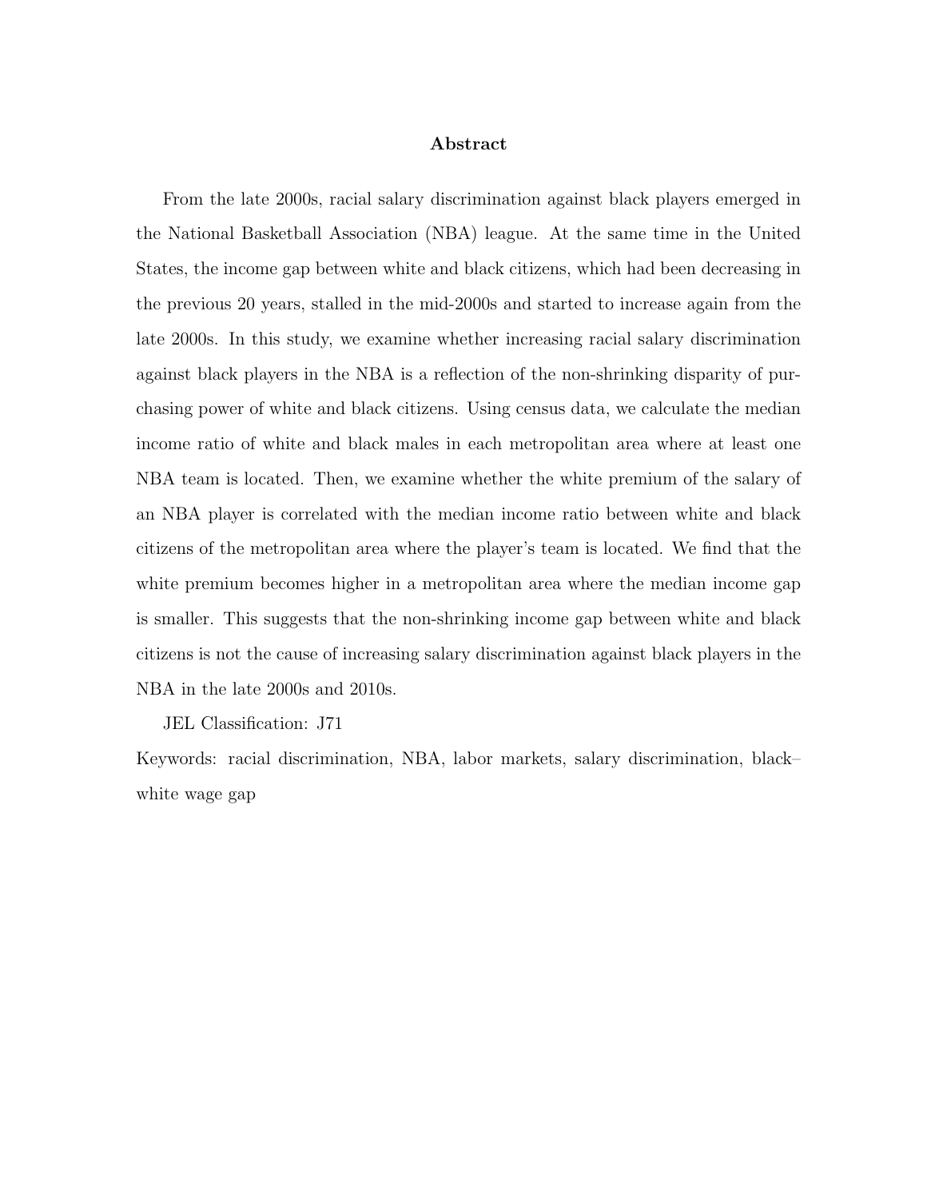## Abstract

From the late 2000s, racial salary discrimination against black players emerged in the National Basketball Association (NBA) league. At the same time in the United States, the income gap between white and black citizens, which had been decreasing in the previous 20 years, stalled in the mid-2000s and started to increase again from the late 2000s. In this study, we examine whether increasing racial salary discrimination against black players in the NBA is a reflection of the non-shrinking disparity of purchasing power of white and black citizens. Using census data, we calculate the median income ratio of white and black males in each metropolitan area where at least one NBA team is located. Then, we examine whether the white premium of the salary of an NBA player is correlated with the median income ratio between white and black citizens of the metropolitan area where the player's team is located. We find that the white premium becomes higher in a metropolitan area where the median income gap is smaller. This suggests that the non-shrinking income gap between white and black citizens is not the cause of increasing salary discrimination against black players in the NBA in the late 2000s and 2010s.

JEL Classification: J71

Keywords: racial discrimination, NBA, labor markets, salary discrimination, black–white wage gap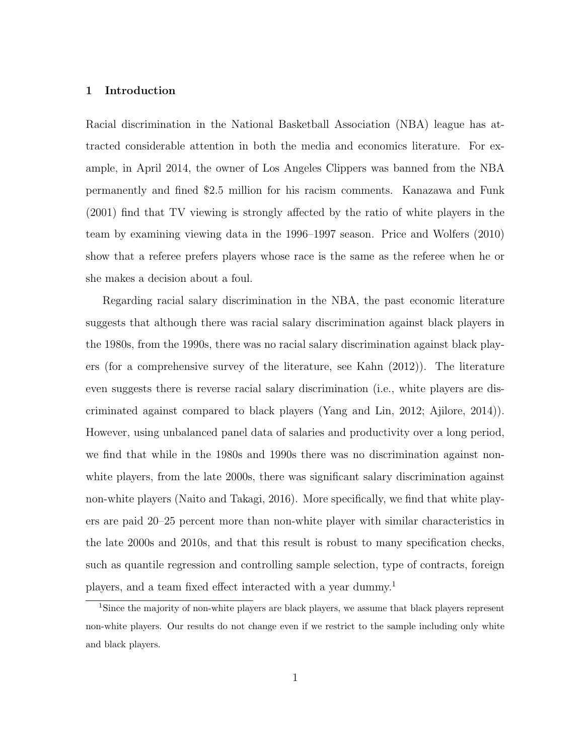# 1 Introduction

Racial discrimination in the National Basketball Association (NBA) league has attracted considerable attention in both the media and economics literature. For example, in April 2014, the owner of Los Angeles Clippers was banned from the NBA permanently and fined $2.5 million for his racism comments. Kanazawa and Funk (2001) find that TV viewing is strongly affected by the ratio of white players in the team by examining viewing data in the 1996–1997 season. Price and Wolfers (2010) show that a referee prefers players whose race is the same as the referee when he or she makes a decision about a foul.

Regarding racial salary discrimination in the NBA, the past economic literature suggests that although there was racial salary discrimination against black players in the 1980s, from the 1990s, there was no racial salary discrimination against black players (for a comprehensive survey of the literature, see Kahn (2012)). The literature even suggests there is reverse racial salary discrimination (i.e., white players are discriminated against compared to black players (Yang and Lin, 2012; Ajilore, 2014)). However, using unbalanced panel data of salaries and productivity over a long period, we find that while in the 1980s and 1990s there was no discrimination against non-white players, from the late 2000s, there was significant salary discrimination against non-white players (Naito and Takagi, 2016). More specifically, we find that white players are paid 20–25 percent more than non-white player with similar characteristics in the late 2000s and 2010s, and that this result is robust to many specification checks, such as quantile regression and controlling sample selection, type of contracts, foreign players, and a team fixed effect interacted with a year dummy.[1]

[1]Since the majority of non-white players are black players, we assume that black players represent non-white players. Our results do not change even if we restrict to the sample including only white and black players.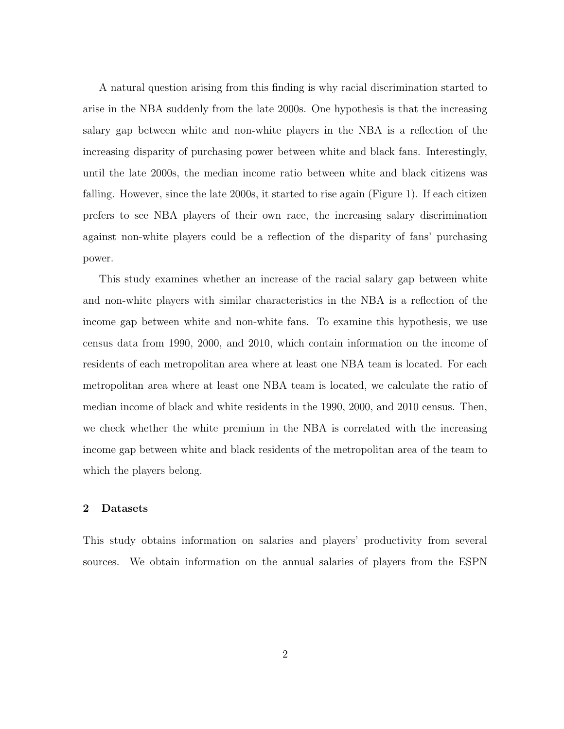A natural question arising from this finding is why racial discrimination started to arise in the NBA suddenly from the late 2000s. One hypothesis is that the increasing salary gap between white and non-white players in the NBA is a reflection of the increasing disparity of purchasing power between white and black fans. Interestingly, until the late 2000s, the median income ratio between white and black citizens was falling. However, since the late 2000s, it started to rise again (Figure 1). If each citizen prefers to see NBA players of their own race, the increasing salary discrimination against non-white players could be a reflection of the disparity of fans' purchasing power.

This study examines whether an increase of the racial salary gap between white and non-white players with similar characteristics in the NBA is a reflection of the income gap between white and non-white fans. To examine this hypothesis, we use census data from 1990, 2000, and 2010, which contain information on the income of residents of each metropolitan area where at least one NBA team is located. For each metropolitan area where at least one NBA team is located, we calculate the ratio of median income of black and white residents in the 1990, 2000, and 2010 census. Then, we check whether the white premium in the NBA is correlated with the increasing income gap between white and black residents of the metropolitan area of the team to which the players belong.

## 2 Datasets

This study obtains information on salaries and players' productivity from several sources. We obtain information on the annual salaries of players from the ESPN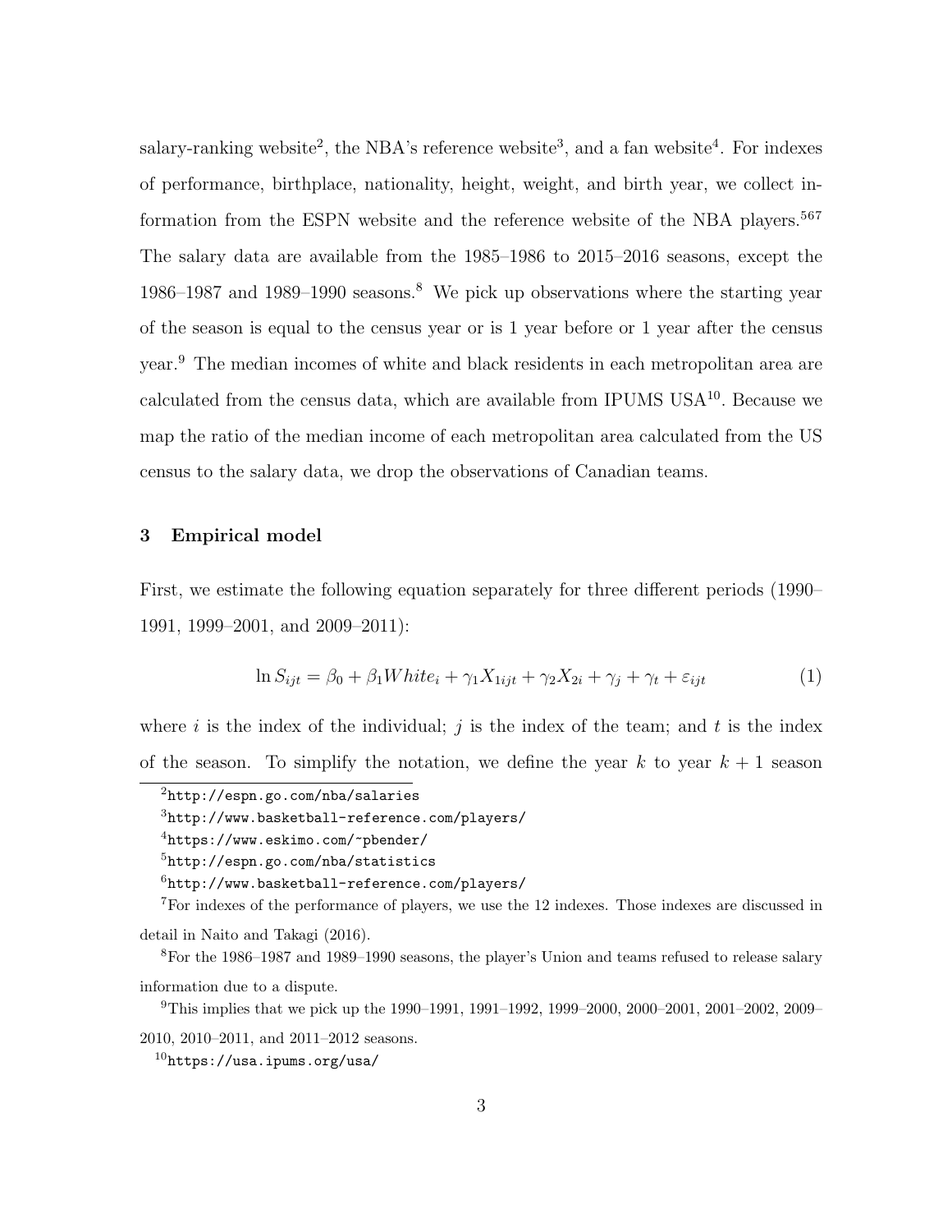salary-ranking website[2], the NBA's reference website[3], and a fan website[4]. For indexes of performance, birthplace, nationality, height, weight, and birth year, we collect information from the ESPN website and the reference website of the NBA players.[5][6][7] The salary data are available from the 1985–1986 to 2015–2016 seasons, except the 1986–1987 and 1989–1990 seasons.[8] We pick up observations where the starting year of the season is equal to the census year or is 1 year before or 1 year after the census year.[9] The median incomes of white and black residents in each metropolitan area are calculated from the census data, which are available from IPUMS USA[10]. Because we map the ratio of the median income of each metropolitan area calculated from the US census to the salary data, we drop the observations of Canadian teams.

## 3 Empirical model

First, we estimate the following equation separately for three different periods (1990–1991, 1999–2001, and 2009–2011):

$$\ln S_{ijt} = \beta_0 + \beta_1 White_i + \gamma_1 X_{1ijt} + \gamma_2 X_{2i} + \gamma_j + \gamma_t + \varepsilon_{ijt} \tag{1}$$

where $i$ is the index of the individual; $j$ is the index of the team; and $t$ is the index of the season. To simplify the notation, we define the year $k$ to year $k+1$ season

---

[2] http://espn.go.com/nba/salaries

[3] http://www.basketball-reference.com/players/

[4] https://www.eskimo.com/~pbender/

[5] http://espn.go.com/nba/statistics

[6] http://www.basketball-reference.com/players/

[7] For indexes of the performance of players, we use the 12 indexes. Those indexes are discussed in detail in Naito and Takagi (2016).

[8] For the 1986–1987 and 1989–1990 seasons, the player's Union and teams refused to release salary information due to a dispute.

[9] This implies that we pick up the 1990–1991, 1991–1992, 1999–2000, 2000–2001, 2001–2002, 2009–2010, 2010–2011, and 2011–2012 seasons.

[10] https://usa.ipums.org/usa/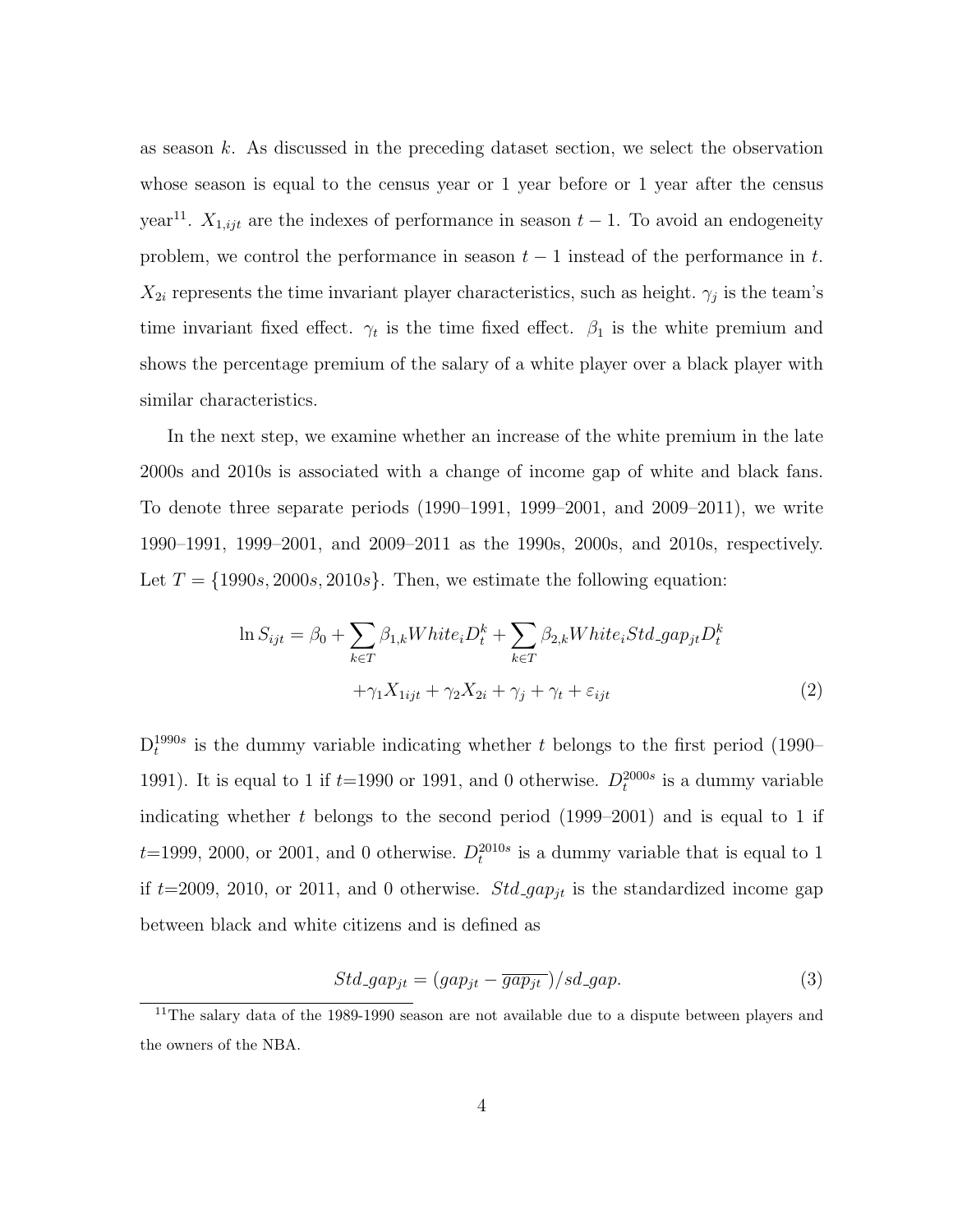as season $k$. As discussed in the preceding dataset section, we select the observation whose season is equal to the census year or 1 year before or 1 year after the census year[11]. $X_{1,ijt}$ are the indexes of performance in season $t-1$. To avoid an endogeneity problem, we control the performance in season $t-1$ instead of the performance in $t$. $X_{2i}$ represents the time invariant player characteristics, such as height. $\gamma_j$ is the team's time invariant fixed effect. $\gamma_t$ is the time fixed effect. $\beta_1$ is the white premium and shows the percentage premium of the salary of a white player over a black player with similar characteristics.

In the next step, we examine whether an increase of the white premium in the late 2000s and 2010s is associated with a change of income gap of white and black fans. To denote three separate periods (1990–1991, 1999–2001, and 2009–2011), we write 1990–1991, 1999–2001, and 2009–2011 as the 1990s, 2000s, and 2010s, respectively. Let $T = \{1990s, 2000s, 2010s\}$. Then, we estimate the following equation:

$$\ln S_{ijt} = \beta_0 + \sum_{k \in T} \beta_{1,k} White_i D_t^k + \sum_{k \in T} \beta_{2,k} White_i Std\_gap_{jt} D_t^k + \gamma_1 X_{1ijt} + \gamma_2 X_{2i} + \gamma_j + \gamma_t + \varepsilon_{ijt} \tag{2}$$

$D_t^{1990s}$ is the dummy variable indicating whether $t$ belongs to the first period (1990–1991). It is equal to 1 if $t$=1990 or 1991, and 0 otherwise. $D_t^{2000s}$ is a dummy variable indicating whether $t$ belongs to the second period (1999–2001) and is equal to 1 if $t$=1999, 2000, or 2001, and 0 otherwise. $D_t^{2010s}$ is a dummy variable that is equal to 1 if $t$=2009, 2010, or 2011, and 0 otherwise. $Std\_gap_{jt}$ is the standardized income gap between black and white citizens and is defined as

$$Std\_gap_{jt} = (gap_{jt} - \overline{gap_{jt}})/sd\_gap. \tag{3}$$

[11] The salary data of the 1989-1990 season are not available due to a dispute between players and the owners of the NBA.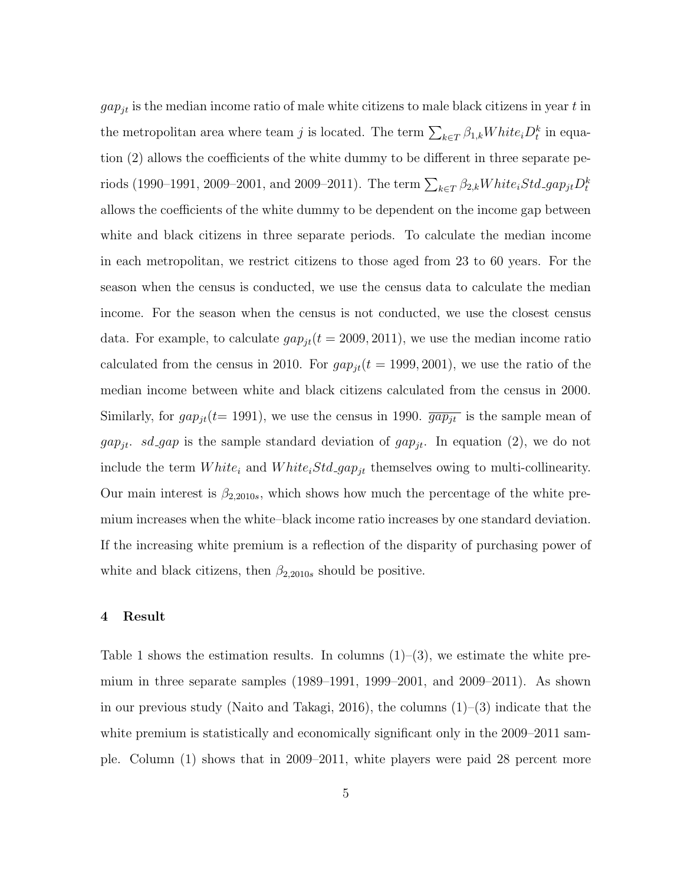$gap_{jt}$ is the median income ratio of male white citizens to male black citizens in year $t$ in the metropolitan area where team $j$ is located. The term $\sum_{k \in T} \beta_{1,k} White_i D_t^k$ in equation (2) allows the coefficients of the white dummy to be different in three separate periods (1990–1991, 2009–2001, and 2009–2011). The term $\sum_{k \in T} \beta_{2,k} White_i Std\_gap_{jt} D_t^k$ allows the coefficients of the white dummy to be dependent on the income gap between white and black citizens in three separate periods. To calculate the median income in each metropolitan, we restrict citizens to those aged from 23 to 60 years. For the season when the census is conducted, we use the census data to calculate the median income. For the season when the census is not conducted, we use the closest census data. For example, to calculate $gap_{jt}(t = 2009, 2011)$, we use the median income ratio calculated from the census in 2010. For $gap_{jt}(t = 1999, 2001)$, we use the ratio of the median income between white and black citizens calculated from the census in 2000. Similarly, for $gap_{jt}(t = 1991)$, we use the census in 1990. $\overline{gap_{jt}}$ is the sample mean of $gap_{jt}$. $sd\_gap$ is the sample standard deviation of $gap_{jt}$. In equation (2), we do not include the term $White_i$ and $White_i Std\_gap_{jt}$ themselves owing to multi-collinearity. Our main interest is $\beta_{2,2010s}$, which shows how much the percentage of the white premium increases when the white–black income ratio increases by one standard deviation. If the increasing white premium is a reflection of the disparity of purchasing power of white and black citizens, then $\beta_{2,2010s}$ should be positive.

## 4 Result

Table 1 shows the estimation results. In columns (1)–(3), we estimate the white premium in three separate samples (1989–1991, 1999–2001, and 2009–2011). As shown in our previous study (Naito and Takagi, 2016), the columns (1)–(3) indicate that the white premium is statistically and economically significant only in the 2009–2011 sample. Column (1) shows that in 2009–2011, white players were paid 28 percent more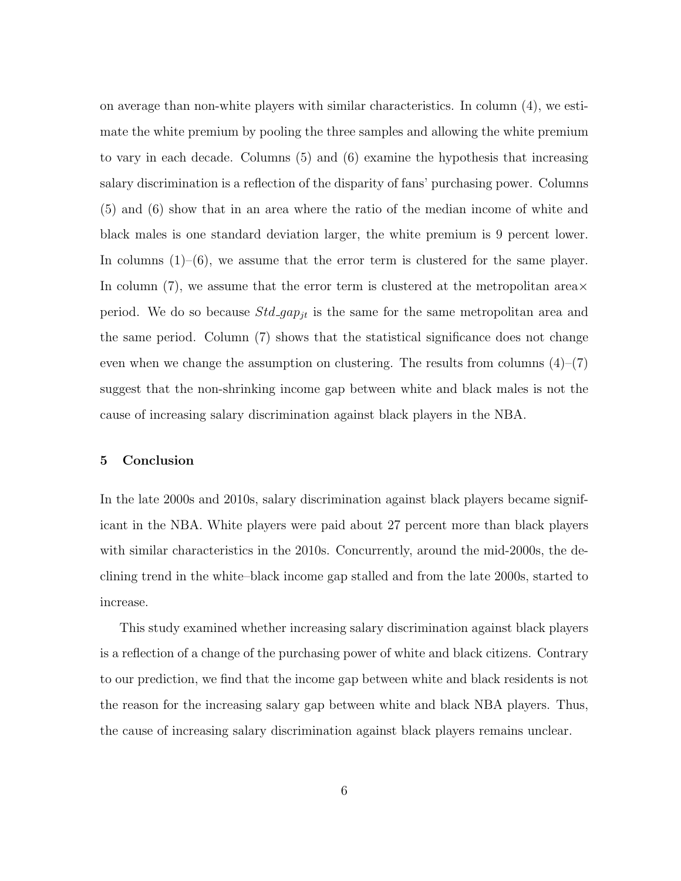on average than non-white players with similar characteristics. In column (4), we estimate the white premium by pooling the three samples and allowing the white premium to vary in each decade. Columns (5) and (6) examine the hypothesis that increasing salary discrimination is a reflection of the disparity of fans' purchasing power. Columns (5) and (6) show that in an area where the ratio of the median income of white and black males is one standard deviation larger, the white premium is 9 percent lower. In columns (1)–(6), we assume that the error term is clustered for the same player. In column (7), we assume that the error term is clustered at the metropolitan area× period. We do so because $Std\_gap_{jt}$ is the same for the same metropolitan area and the same period. Column (7) shows that the statistical significance does not change even when we change the assumption on clustering. The results from columns (4)–(7) suggest that the non-shrinking income gap between white and black males is not the cause of increasing salary discrimination against black players in the NBA.

## 5 Conclusion

In the late 2000s and 2010s, salary discrimination against black players became significant in the NBA. White players were paid about 27 percent more than black players with similar characteristics in the 2010s. Concurrently, around the mid-2000s, the declining trend in the white–black income gap stalled and from the late 2000s, started to increase.

This study examined whether increasing salary discrimination against black players is a reflection of a change of the purchasing power of white and black citizens. Contrary to our prediction, we find that the income gap between white and black residents is not the reason for the increasing salary gap between white and black NBA players. Thus, the cause of increasing salary discrimination against black players remains unclear.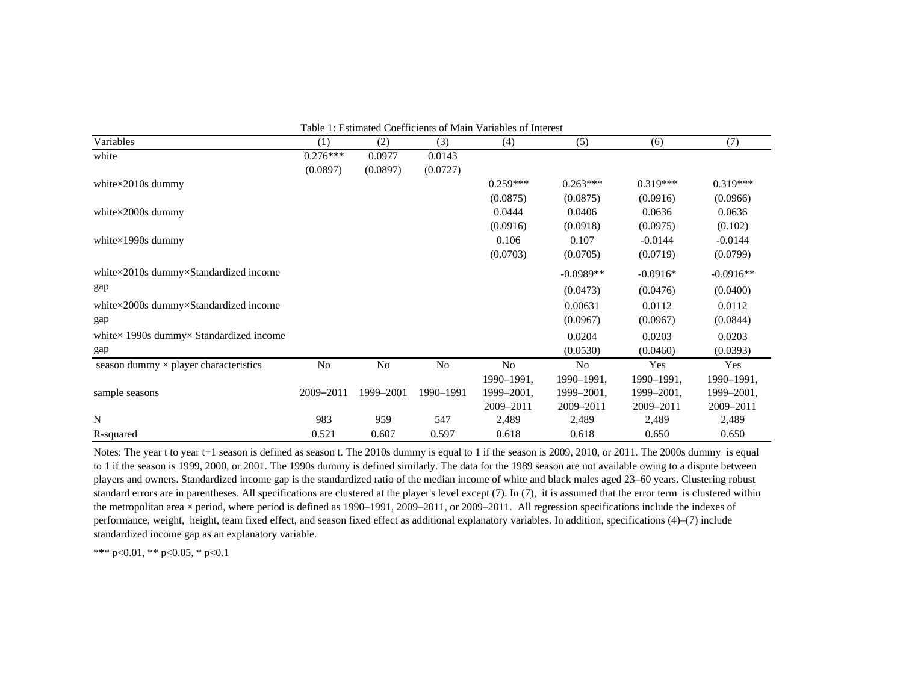Table 1: Estimated Coefficients of Main Variables of Interest

| Variables | (1) | (2) | (3) | (4) | (5) | (6) | (7) |
|---|---|---|---|---|---|---|---|
| white | 0.276*** | 0.0977 | 0.0143 | | | | |
| | (0.0897) | (0.0897) | (0.0727) | | | | |
| white×2010s dummy | | | | 0.259*** | 0.263*** | 0.319*** | 0.319*** |
| | | | | (0.0875) | (0.0875) | (0.0916) | (0.0966) |
| white×2000s dummy | | | | 0.0444 | 0.0406 | 0.0636 | 0.0636 |
| | | | | (0.0916) | (0.0918) | (0.0975) | (0.102) |
| white×1990s dummy | | | | 0.106 | 0.107 | -0.0144 | -0.0144 |
| | | | | (0.0703) | (0.0705) | (0.0719) | (0.0799) |
| white×2010s dummy×Standardized income gap | | | | | -0.0989** | -0.0916* | -0.0916** |
| | | | | | (0.0473) | (0.0476) | (0.0400) |
| white×2000s dummy×Standardized income gap | | | | | 0.00631 | 0.0112 | 0.0112 |
| | | | | | (0.0967) | (0.0967) | (0.0844) |
| white× 1990s dummy× Standardized income gap | | | | | 0.0204 | 0.0203 | 0.0203 |
| | | | | | (0.0530) | (0.0460) | (0.0393) |
| season dummy × player characteristics | No | No | No | No | No | Yes | Yes |
| sample seasons | 2009–2011 | 1999–2001 | 1990–1991 | 1990–1991, 1999–2001, 2009–2011 | 1990–1991, 1999–2001, 2009–2011 | 1990–1991, 1999–2001, 2009–2011 | 1990–1991, 1999–2001, 2009–2011 |
| N | 983 | 959 | 547 | 2,489 | 2,489 | 2,489 | 2,489 |
| R-squared | 0.521 | 0.607 | 0.597 | 0.618 | 0.618 | 0.650 | 0.650 |

Notes: The year t to year t+1 season is defined as season t. The 2010s dummy is equal to 1 if the season is 2009, 2010, or 2011. The 2000s dummy is equal to 1 if the season is 1999, 2000, or 2001. The 1990s dummy is defined similarly. The data for the 1989 season are not available owing to a dispute between players and owners. Standardized income gap is the standardized ratio of the median income of white and black males aged 23–60 years. Clustering robust standard errors are in parentheses. All specifications are clustered at the player's level except (7). In (7), it is assumed that the error term is clustered within the metropolitan area × period, where period is defined as 1990–1991, 2009–2011, or 2009–2011. All regression specifications include the indexes of performance, weight, height, team fixed effect, and season fixed effect as additional explanatory variables. In addition, specifications (4)–(7) include standardized income gap as an explanatory variable.

*** p<0.01, ** p<0.05, * p<0.1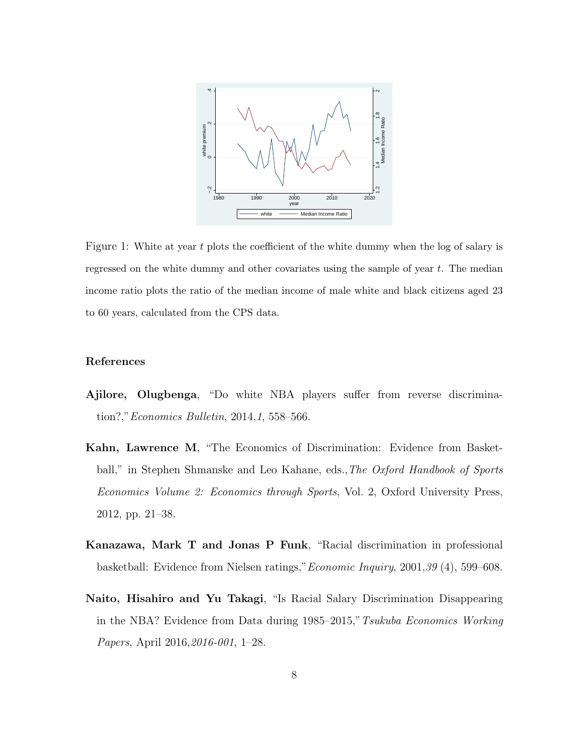Figure 1: White at year $t$ plots the coefficient of the white dummy when the log of salary is regressed on the white dummy and other covariates using the sample of year $t$. The median income ratio plots the ratio of the median income of male white and black citizens aged 23 to 60 years, calculated from the CPS data.

## References

**Ajilore, Olugbenga**, "Do white NBA players suffer from reverse discrimination?," *Economics Bulletin*, 2014, *1*, 558–566.

**Kahn, Lawrence M**, "The Economics of Discrimination: Evidence from Basketball," in Stephen Shmanske and Leo Kahane, eds., *The Oxford Handbook of Sports Economics Volume 2: Economics through Sports*, Vol. 2, Oxford University Press, 2012, pp. 21–38.

**Kanazawa, Mark T and Jonas P Funk**, "Racial discrimination in professional basketball: Evidence from Nielsen ratings," *Economic Inquiry*, 2001, *39* (4), 599–608.

**Naito, Hisahiro and Yu Takagi**, "Is Racial Salary Discrimination Disappearing in the NBA? Evidence from Data during 1985–2015," *Tsukuba Economics Working Papers*, April 2016, *2016-001*, 1–28.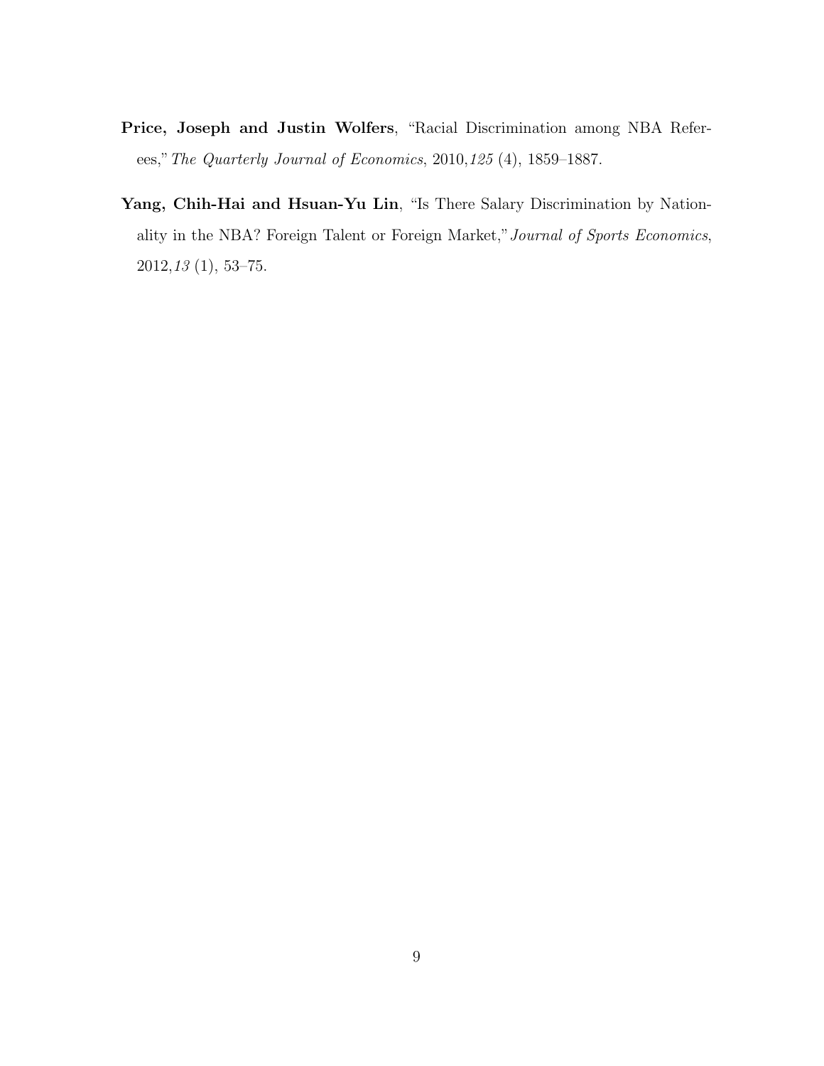**Price, Joseph and Justin Wolfers**, "Racial Discrimination among NBA Referees," *The Quarterly Journal of Economics*, 2010,*125* (4), 1859–1887.

**Yang, Chih-Hai and Hsuan-Yu Lin**, "Is There Salary Discrimination by Nationality in the NBA? Foreign Talent or Foreign Market," *Journal of Sports Economics*, 2012,*13* (1), 53–75.